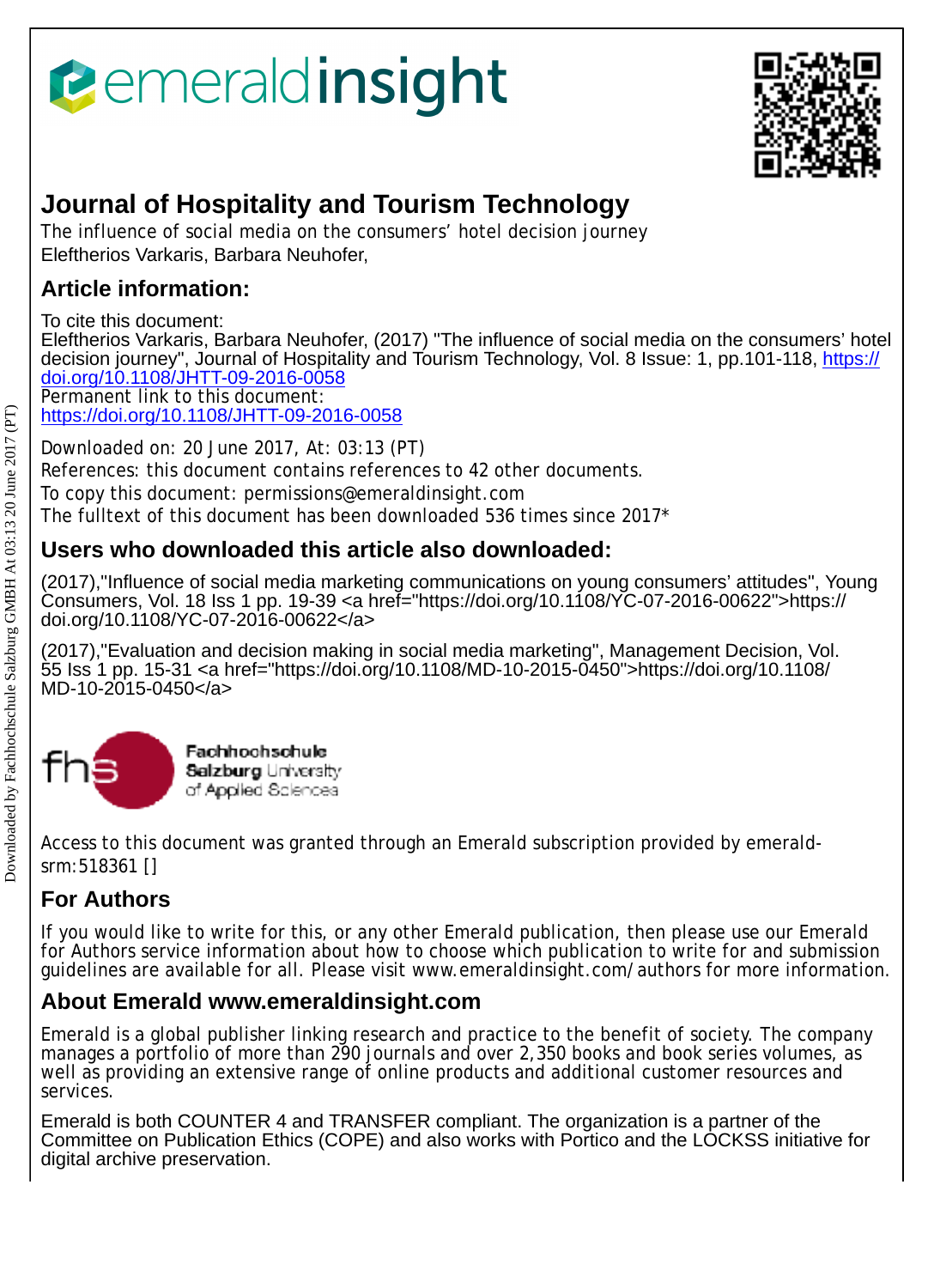# Journal of Hospitality and Tourism Technology

The influence of social media on the consumers' hotel decision journey

Eleftherios Varkaris, Barbara Neuhofer,

## Article information:

To cite this document:
Eleftherios Varkaris, Barbara Neuhofer, (2017) "The influence of social media on the consumers' hotel decision journey", Journal of Hospitality and Tourism Technology, Vol. 8 Issue: 1, pp.101-118, https://doi.org/10.1108/JHTT-09-2016-0058
Permanent link to this document:
https://doi.org/10.1108/JHTT-09-2016-0058

Downloaded on: 20 June 2017, At: 03:13 (PT)
References: this document contains references to 42 other documents.
To copy this document: permissions@emeraldinsight.com
The fulltext of this document has been downloaded 536 times since 2017*

## Users who downloaded this article also downloaded:

(2017),"Influence of social media marketing communications on young consumers' attitudes", Young Consumers, Vol. 18 Iss 1 pp. 19-39 <a href="https://doi.org/10.1108/YC-07-2016-00622">https://doi.org/10.1108/YC-07-2016-00622</a>

(2017),"Evaluation and decision making in social media marketing", Management Decision, Vol. 55 Iss 1 pp. 15-31 <a href="https://doi.org/10.1108/MD-10-2015-0450">https://doi.org/10.1108/MD-10-2015-0450</a>

Access to this document was granted through an Emerald subscription provided by emerald-srm:518361 []

## For Authors

If you would like to write for this, or any other Emerald publication, then please use our Emerald for Authors service information about how to choose which publication to write for and submission guidelines are available for all. Please visit www.emeraldinsight.com/authors for more information.

## About Emerald www.emeraldinsight.com

Emerald is a global publisher linking research and practice to the benefit of society. The company manages a portfolio of more than 290 journals and over 2,350 books and book series volumes, as well as providing an extensive range of online products and additional customer resources and services.

Emerald is both COUNTER 4 and TRANSFER compliant. The organization is a partner of the Committee on Publication Ethics (COPE) and also works with Portico and the LOCKSS initiative for digital archive preservation.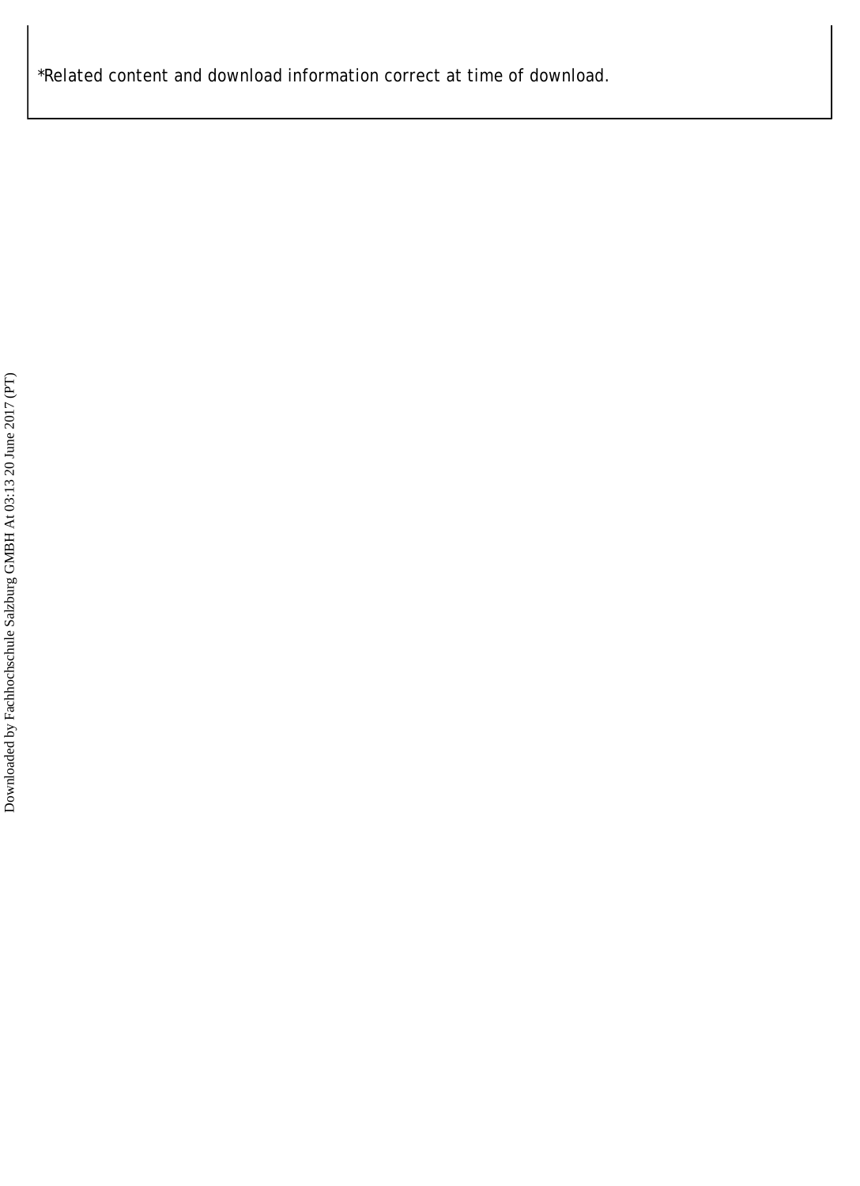*Related content and download information correct at time of download.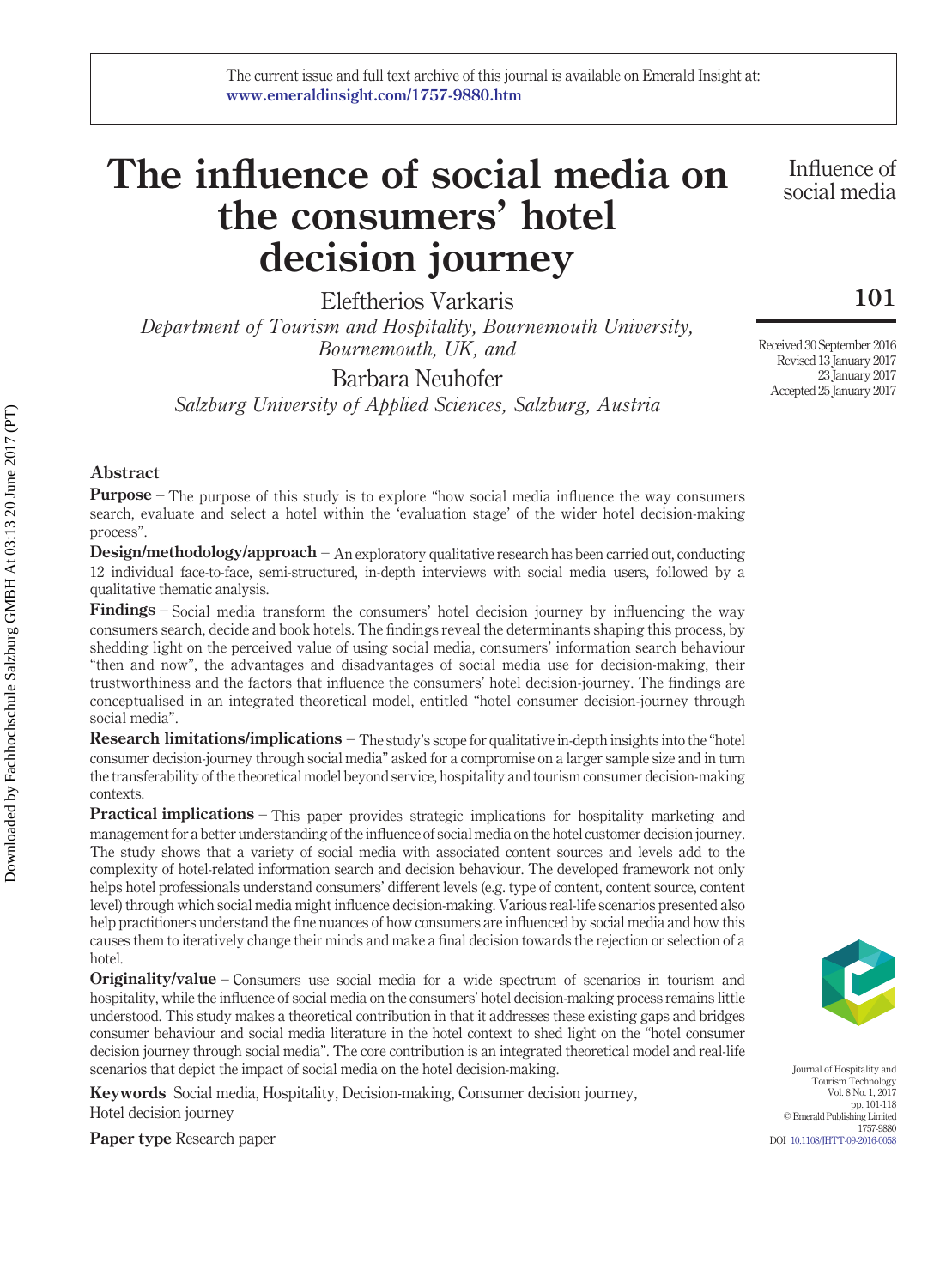# The influence of social media on the consumers' hotel decision journey

Eleftherios Varkaris

*Department of Tourism and Hospitality, Bournemouth University, Bournemouth, UK, and*

Barbara Neuhofer

*Salzburg University of Applied Sciences, Salzburg, Austria*

Received 30 September 2016
Revised 13 January 2017
23 January 2017
Accepted 25 January 2017

## Abstract

**Purpose** – The purpose of this study is to explore "how social media influence the way consumers search, evaluate and select a hotel within the 'evaluation stage' of the wider hotel decision-making process".

**Design/methodology/approach** – An exploratory qualitative research has been carried out, conducting 12 individual face-to-face, semi-structured, in-depth interviews with social media users, followed by a qualitative thematic analysis.

**Findings** – Social media transform the consumers' hotel decision journey by influencing the way consumers search, decide and book hotels. The findings reveal the determinants shaping this process, by shedding light on the perceived value of using social media, consumers' information search behaviour "then and now", the advantages and disadvantages of social media use for decision-making, their trustworthiness and the factors that influence the consumers' hotel decision-journey. The findings are conceptualised in an integrated theoretical model, entitled "hotel consumer decision-journey through social media".

**Research limitations/implications** – The study's scope for qualitative in-depth insights into the "hotel consumer decision-journey through social media" asked for a compromise on a larger sample size and in turn the transferability of the theoretical model beyond service, hospitality and tourism consumer decision-making contexts.

**Practical implications** – This paper provides strategic implications for hospitality marketing and management for a better understanding of the influence of social media on the hotel customer decision journey. The study shows that a variety of social media with associated content sources and levels add to the complexity of hotel-related information search and decision behaviour. The developed framework not only helps hotel professionals understand consumers' different levels (e.g. type of content, content source, content level) through which social media might influence decision-making. Various real-life scenarios presented also help practitioners understand the fine nuances of how consumers are influenced by social media and how this causes them to iteratively change their minds and make a final decision towards the rejection or selection of a hotel.

**Originality/value** – Consumers use social media for a wide spectrum of scenarios in tourism and hospitality, while the influence of social media on the consumers' hotel decision-making process remains little understood. This study makes a theoretical contribution in that it addresses these existing gaps and bridges consumer behaviour and social media literature in the hotel context to shed light on the "hotel consumer decision journey through social media". The core contribution is an integrated theoretical model and real-life scenarios that depict the impact of social media on the hotel decision-making.

**Keywords** Social media, Hospitality, Decision-making, Consumer decision journey, Hotel decision journey

**Paper type** Research paper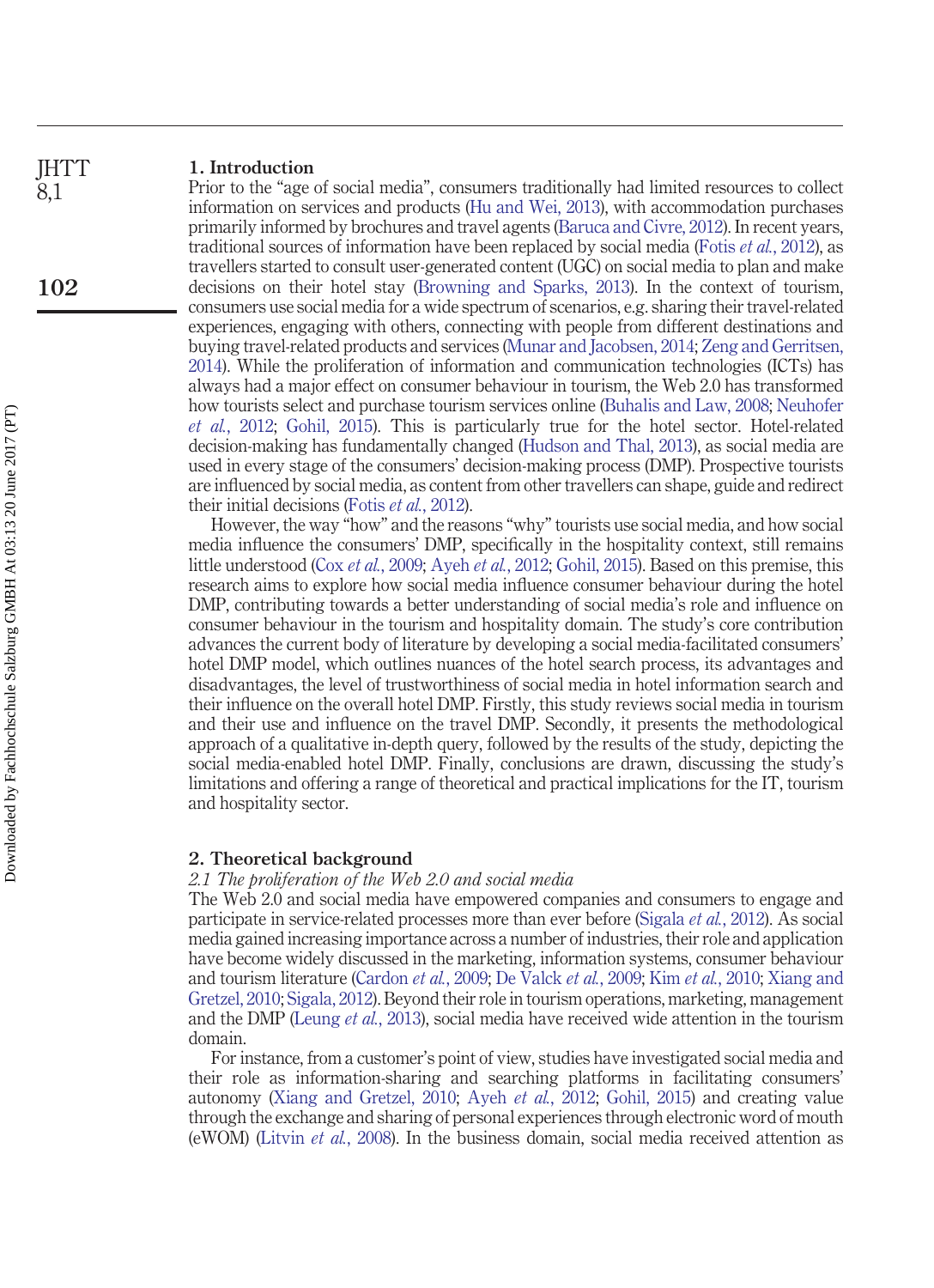## 1. Introduction

Prior to the "age of social media", consumers traditionally had limited resources to collect information on services and products (Hu and Wei, 2013), with accommodation purchases primarily informed by brochures and travel agents (Baruca and Civre, 2012). In recent years, traditional sources of information have been replaced by social media (Fotis *et al.*, 2012), as travellers started to consult user-generated content (UGC) on social media to plan and make decisions on their hotel stay (Browning and Sparks, 2013). In the context of tourism, consumers use social media for a wide spectrum of scenarios, e.g. sharing their travel-related experiences, engaging with others, connecting with people from different destinations and buying travel-related products and services (Munar and Jacobsen, 2014; Zeng and Gerritsen, 2014). While the proliferation of information and communication technologies (ICTs) has always had a major effect on consumer behaviour in tourism, the Web 2.0 has transformed how tourists select and purchase tourism services online (Buhalis and Law, 2008; Neuhofer *et al.*, 2012; Gohil, 2015). This is particularly true for the hotel sector. Hotel-related decision-making has fundamentally changed (Hudson and Thal, 2013), as social media are used in every stage of the consumers' decision-making process (DMP). Prospective tourists are influenced by social media, as content from other travellers can shape, guide and redirect their initial decisions (Fotis *et al.*, 2012).

However, the way "how" and the reasons "why" tourists use social media, and how social media influence the consumers' DMP, specifically in the hospitality context, still remains little understood (Cox *et al.*, 2009; Ayeh *et al.*, 2012; Gohil, 2015). Based on this premise, this research aims to explore how social media influence consumer behaviour during the hotel DMP, contributing towards a better understanding of social media's role and influence on consumer behaviour in the tourism and hospitality domain. The study's core contribution advances the current body of literature by developing a social media-facilitated consumers' hotel DMP model, which outlines nuances of the hotel search process, its advantages and disadvantages, the level of trustworthiness of social media in hotel information search and their influence on the overall hotel DMP. Firstly, this study reviews social media in tourism and their use and influence on the travel DMP. Secondly, it presents the methodological approach of a qualitative in-depth query, followed by the results of the study, depicting the social media-enabled hotel DMP. Finally, conclusions are drawn, discussing the study's limitations and offering a range of theoretical and practical implications for the IT, tourism and hospitality sector.

## 2. Theoretical background

### *2.1 The proliferation of the Web 2.0 and social media*

The Web 2.0 and social media have empowered companies and consumers to engage and participate in service-related processes more than ever before (Sigala *et al.*, 2012). As social media gained increasing importance across a number of industries, their role and application have become widely discussed in the marketing, information systems, consumer behaviour and tourism literature (Cardon *et al.*, 2009; De Valck *et al.*, 2009; Kim *et al.*, 2010; Xiang and Gretzel, 2010; Sigala, 2012). Beyond their role in tourism operations, marketing, management and the DMP (Leung *et al.*, 2013), social media have received wide attention in the tourism domain.

For instance, from a customer's point of view, studies have investigated social media and their role as information-sharing and searching platforms in facilitating consumers' autonomy (Xiang and Gretzel, 2010; Ayeh *et al.*, 2012; Gohil, 2015) and creating value through the exchange and sharing of personal experiences through electronic word of mouth (eWOM) (Litvin *et al.*, 2008). In the business domain, social media received attention as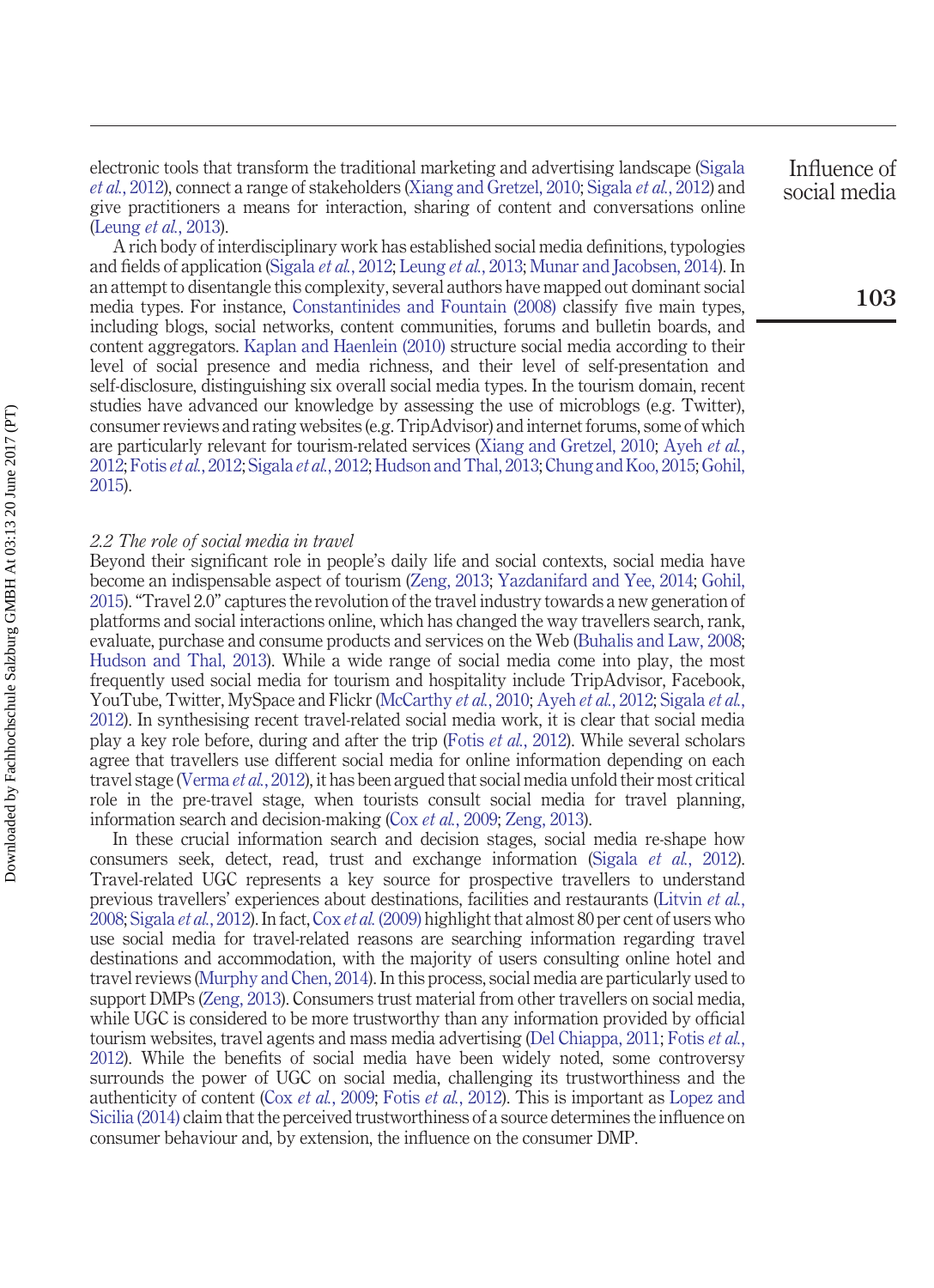electronic tools that transform the traditional marketing and advertising landscape (Sigala *et al.*, 2012), connect a range of stakeholders (Xiang and Gretzel, 2010; Sigala *et al.*, 2012) and give practitioners a means for interaction, sharing of content and conversations online (Leung *et al.*, 2013).

A rich body of interdisciplinary work has established social media definitions, typologies and fields of application (Sigala *et al.*, 2012; Leung *et al.*, 2013; Munar and Jacobsen, 2014). In an attempt to disentangle this complexity, several authors have mapped out dominant social media types. For instance, Constantinides and Fountain (2008) classify five main types, including blogs, social networks, content communities, forums and bulletin boards, and content aggregators. Kaplan and Haenlein (2010) structure social media according to their level of social presence and media richness, and their level of self-presentation and self-disclosure, distinguishing six overall social media types. In the tourism domain, recent studies have advanced our knowledge by assessing the use of microblogs (e.g. Twitter), consumer reviews and rating websites (e.g. TripAdvisor) and internet forums, some of which are particularly relevant for tourism-related services (Xiang and Gretzel, 2010; Ayeh *et al.*, 2012; Fotis *et al.*, 2012; Sigala *et al.*, 2012; Hudson and Thal, 2013; Chung and Koo, 2015; Gohil, 2015).

### *2.2 The role of social media in travel*

Beyond their significant role in people's daily life and social contexts, social media have become an indispensable aspect of tourism (Zeng, 2013; Yazdanifard and Yee, 2014; Gohil, 2015). "Travel 2.0" captures the revolution of the travel industry towards a new generation of platforms and social interactions online, which has changed the way travellers search, rank, evaluate, purchase and consume products and services on the Web (Buhalis and Law, 2008; Hudson and Thal, 2013). While a wide range of social media come into play, the most frequently used social media for tourism and hospitality include TripAdvisor, Facebook, YouTube, Twitter, MySpace and Flickr (McCarthy *et al.*, 2010; Ayeh *et al.*, 2012; Sigala *et al.*, 2012). In synthesising recent travel-related social media work, it is clear that social media play a key role before, during and after the trip (Fotis *et al.*, 2012). While several scholars agree that travellers use different social media for online information depending on each travel stage (Verma *et al.*, 2012), it has been argued that social media unfold their most critical role in the pre-travel stage, when tourists consult social media for travel planning, information search and decision-making (Cox *et al.*, 2009; Zeng, 2013).

In these crucial information search and decision stages, social media re-shape how consumers seek, detect, read, trust and exchange information (Sigala *et al.*, 2012). Travel-related UGC represents a key source for prospective travellers to understand previous travellers' experiences about destinations, facilities and restaurants (Litvin *et al.*, 2008; Sigala *et al.*, 2012). In fact, Cox *et al.* (2009) highlight that almost 80 per cent of users who use social media for travel-related reasons are searching information regarding travel destinations and accommodation, with the majority of users consulting online hotel and travel reviews (Murphy and Chen, 2014). In this process, social media are particularly used to support DMPs (Zeng, 2013). Consumers trust material from other travellers on social media, while UGC is considered to be more trustworthy than any information provided by official tourism websites, travel agents and mass media advertising (Del Chiappa, 2011; Fotis *et al.*, 2012). While the benefits of social media have been widely noted, some controversy surrounds the power of UGC on social media, challenging its trustworthiness and the authenticity of content (Cox *et al.*, 2009; Fotis *et al.*, 2012). This is important as Lopez and Sicilia (2014) claim that the perceived trustworthiness of a source determines the influence on consumer behaviour and, by extension, the influence on the consumer DMP.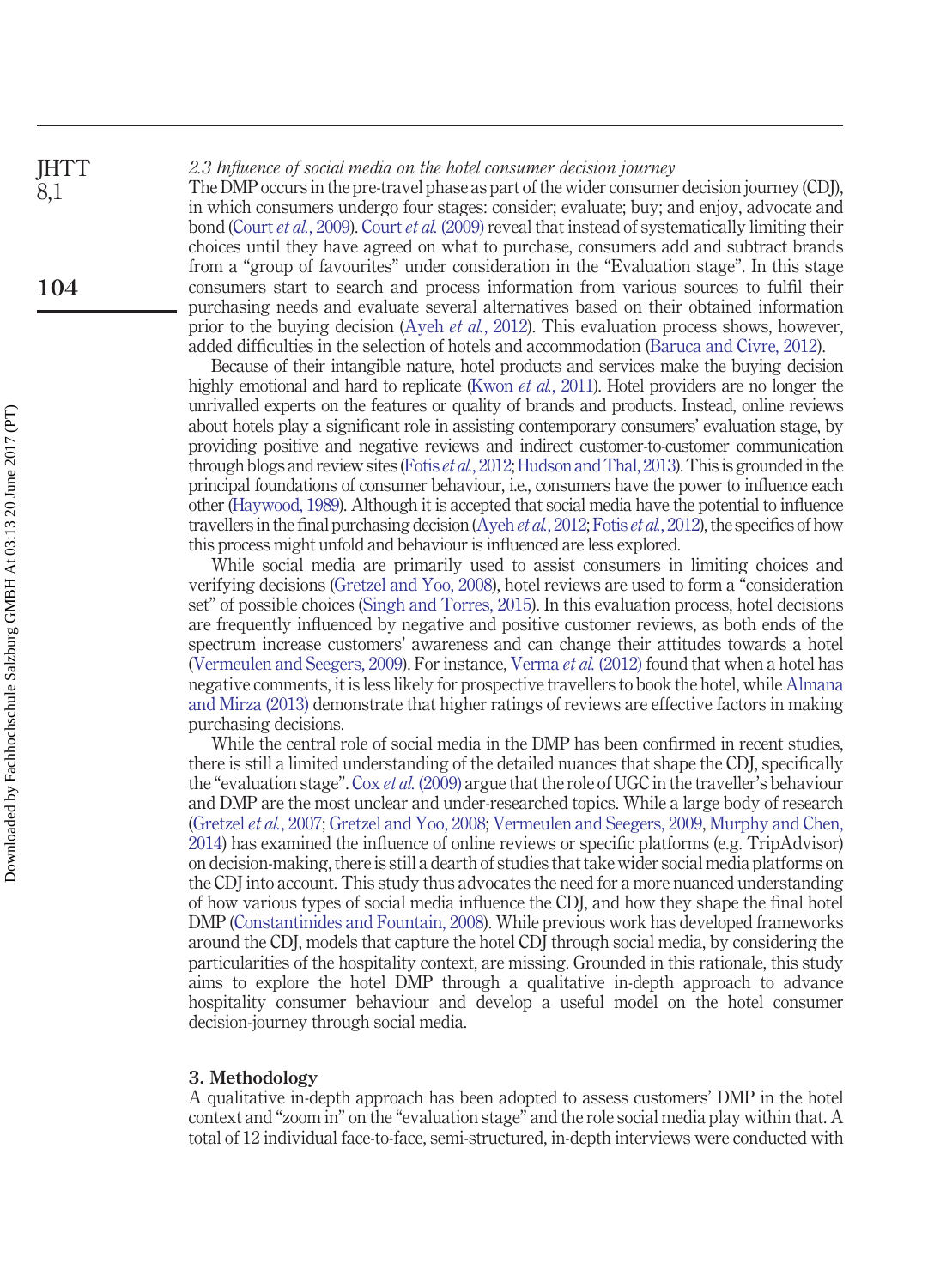*2.3 Influence of social media on the hotel consumer decision journey*

The DMP occurs in the pre-travel phase as part of the wider consumer decision journey (CDJ), in which consumers undergo four stages: consider; evaluate; buy; and enjoy, advocate and bond (Court *et al.*, 2009). Court *et al.* (2009) reveal that instead of systematically limiting their choices until they have agreed on what to purchase, consumers add and subtract brands from a "group of favourites" under consideration in the "Evaluation stage". In this stage consumers start to search and process information from various sources to fulfil their purchasing needs and evaluate several alternatives based on their obtained information prior to the buying decision (Ayeh *et al.*, 2012). This evaluation process shows, however, added difficulties in the selection of hotels and accommodation (Baruca and Civre, 2012).

Because of their intangible nature, hotel products and services make the buying decision highly emotional and hard to replicate (Kwon *et al.*, 2011). Hotel providers are no longer the unrivalled experts on the features or quality of brands and products. Instead, online reviews about hotels play a significant role in assisting contemporary consumers' evaluation stage, by providing positive and negative reviews and indirect customer-to-customer communication through blogs and review sites (Fotis *et al.*, 2012; Hudson and Thal, 2013). This is grounded in the principal foundations of consumer behaviour, i.e., consumers have the power to influence each other (Haywood, 1989). Although it is accepted that social media have the potential to influence travellers in the final purchasing decision (Ayeh *et al.*, 2012; Fotis *et al.*, 2012), the specifics of how this process might unfold and behaviour is influenced are less explored.

While social media are primarily used to assist consumers in limiting choices and verifying decisions (Gretzel and Yoo, 2008), hotel reviews are used to form a "consideration set" of possible choices (Singh and Torres, 2015). In this evaluation process, hotel decisions are frequently influenced by negative and positive customer reviews, as both ends of the spectrum increase customers' awareness and can change their attitudes towards a hotel (Vermeulen and Seegers, 2009). For instance, Verma *et al.* (2012) found that when a hotel has negative comments, it is less likely for prospective travellers to book the hotel, while Almana and Mirza (2013) demonstrate that higher ratings of reviews are effective factors in making purchasing decisions.

While the central role of social media in the DMP has been confirmed in recent studies, there is still a limited understanding of the detailed nuances that shape the CDJ, specifically the "evaluation stage". Cox *et al.* (2009) argue that the role of UGC in the traveller's behaviour and DMP are the most unclear and under-researched topics. While a large body of research (Gretzel *et al.*, 2007; Gretzel and Yoo, 2008; Vermeulen and Seegers, 2009, Murphy and Chen, 2014) has examined the influence of online reviews or specific platforms (e.g. TripAdvisor) on decision-making, there is still a dearth of studies that take wider social media platforms on the CDJ into account. This study thus advocates the need for a more nuanced understanding of how various types of social media influence the CDJ, and how they shape the final hotel DMP (Constantinides and Fountain, 2008). While previous work has developed frameworks around the CDJ, models that capture the hotel CDJ through social media, by considering the particularities of the hospitality context, are missing. Grounded in this rationale, this study aims to explore the hotel DMP through a qualitative in-depth approach to advance hospitality consumer behaviour and develop a useful model on the hotel consumer decision-journey through social media.

## 3. Methodology

A qualitative in-depth approach has been adopted to assess customers' DMP in the hotel context and "zoom in" on the "evaluation stage" and the role social media play within that. A total of 12 individual face-to-face, semi-structured, in-depth interviews were conducted with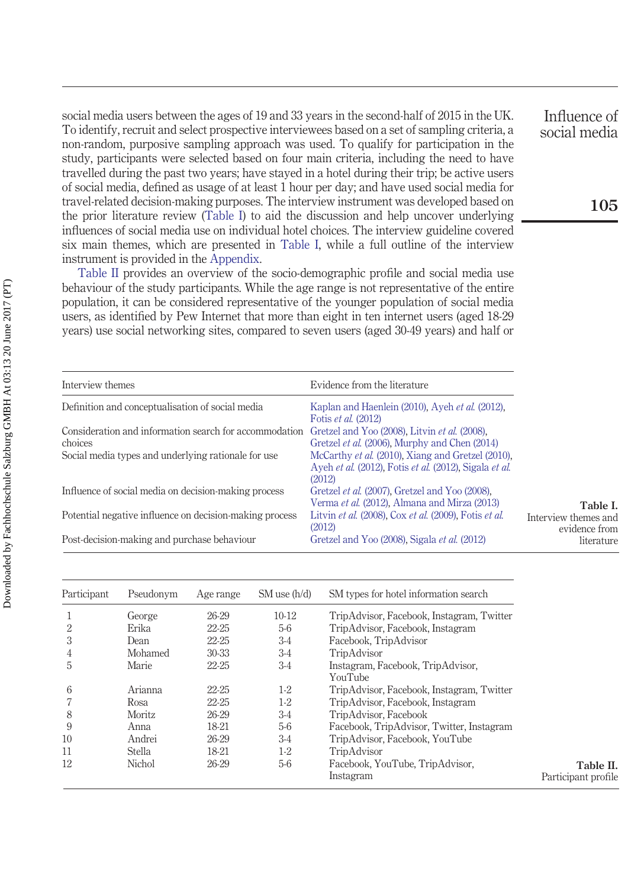social media users between the ages of 19 and 33 years in the second-half of 2015 in the UK. To identify, recruit and select prospective interviewees based on a set of sampling criteria, a non-random, purposive sampling approach was used. To qualify for participation in the study, participants were selected based on four main criteria, including the need to have travelled during the past two years; have stayed in a hotel during their trip; be active users of social media, defined as usage of at least 1 hour per day; and have used social media for travel-related decision-making purposes. The interview instrument was developed based on the prior literature review (Table I) to aid the discussion and help uncover underlying influences of social media use on individual hotel choices. The interview guideline covered six main themes, which are presented in Table I, while a full outline of the interview instrument is provided in the Appendix.

Table II provides an overview of the socio-demographic profile and social media use behaviour of the study participants. While the age range is not representative of the entire population, it can be considered representative of the younger population of social media users, as identified by Pew Internet that more than eight in ten internet users (aged 18-29 years) use social networking sites, compared to seven users (aged 30-49 years) and half or

| Interview themes | Evidence from the literature |
|---|---|
| Definition and conceptualisation of social media | Kaplan and Haenlein (2010), Ayeh *et al.* (2012), Fotis *et al.* (2012) |
| Consideration and information search for accommodation choices | Gretzel and Yoo (2008), Litvin *et al.* (2008), Gretzel *et al.* (2006), Murphy and Chen (2014) |
| Social media types and underlying rationale for use | McCarthy *et al.* (2010), Xiang and Gretzel (2010), Ayeh *et al.* (2012), Fotis *et al.* (2012), Sigala *et al.* (2012) |
| Influence of social media on decision-making process | Gretzel *et al.* (2007), Gretzel and Yoo (2008), Verma *et al.* (2012), Almana and Mirza (2013) |
| Potential negative influence on decision-making process | Litvin *et al.* (2008), Cox *et al.* (2009), Fotis *et al.* (2012) |
| Post-decision-making and purchase behaviour | Gretzel and Yoo (2008), Sigala *et al.* (2012) |

**Table I.** Interview themes and evidence from literature

| Participant | Pseudonym | Age range | SM use (h/d) | SM types for hotel information search |
|---|---|---|---|---|
| 1 | George | 26-29 | 10-12 | TripAdvisor, Facebook, Instagram, Twitter |
| 2 | Erika | 22-25 | 5-6 | TripAdvisor, Facebook, Instagram |
| 3 | Dean | 22-25 | 3-4 | Facebook, TripAdvisor |
| 4 | Mohamed | 30-33 | 3-4 | TripAdvisor |
| 5 | Marie | 22-25 | 3-4 | Instagram, Facebook, TripAdvisor, YouTube |
| 6 | Arianna | 22-25 | 1-2 | TripAdvisor, Facebook, Instagram, Twitter |
| 7 | Rosa | 22-25 | 1-2 | TripAdvisor, Facebook, Instagram |
| 8 | Moritz | 26-29 | 3-4 | TripAdvisor, Facebook |
| 9 | Anna | 18-21 | 5-6 | Facebook, TripAdvisor, Twitter, Instagram |
| 10 | Andrei | 26-29 | 3-4 | TripAdvisor, Facebook, YouTube |
| 11 | Stella | 18-21 | 1-2 | TripAdvisor |
| 12 | Nichol | 26-29 | 5-6 | Facebook, YouTube, TripAdvisor, Instagram |

**Table II.** Participant profile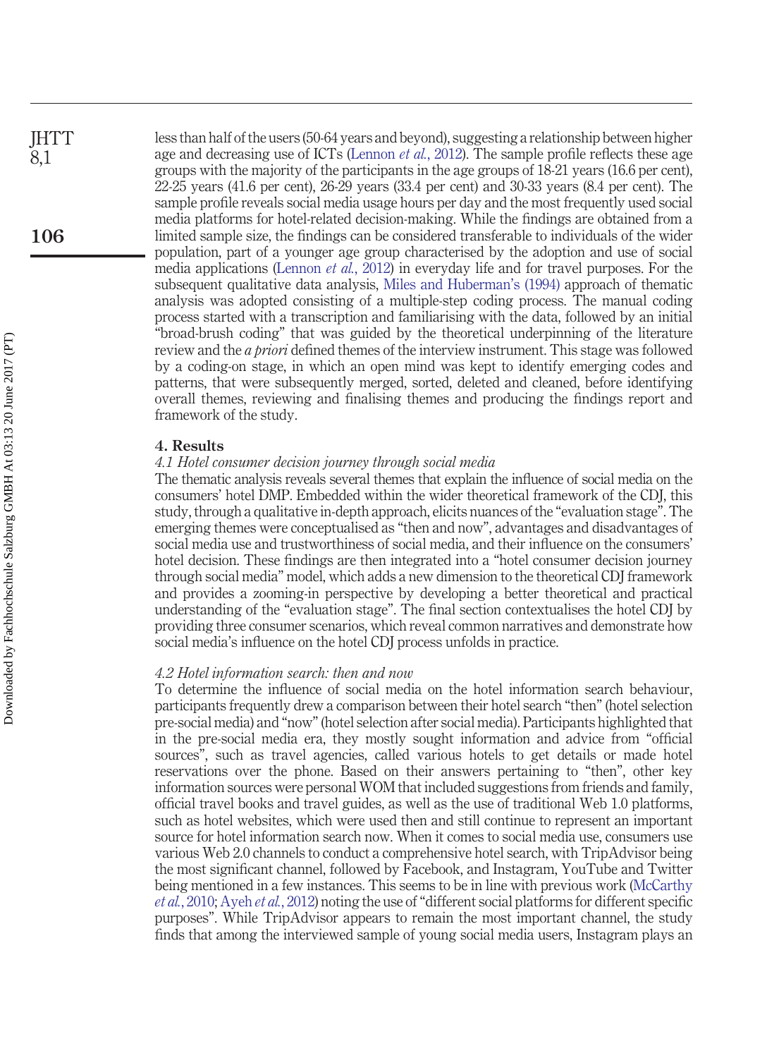less than half of the users (50-64 years and beyond), suggesting a relationship between higher age and decreasing use of ICTs (Lennon *et al.*, 2012). The sample profile reflects these age groups with the majority of the participants in the age groups of 18-21 years (16.6 per cent), 22-25 years (41.6 per cent), 26-29 years (33.4 per cent) and 30-33 years (8.4 per cent). The sample profile reveals social media usage hours per day and the most frequently used social media platforms for hotel-related decision-making. While the findings are obtained from a limited sample size, the findings can be considered transferable to individuals of the wider population, part of a younger age group characterised by the adoption and use of social media applications (Lennon *et al.*, 2012) in everyday life and for travel purposes. For the subsequent qualitative data analysis, Miles and Huberman's (1994) approach of thematic analysis was adopted consisting of a multiple-step coding process. The manual coding process started with a transcription and familiarising with the data, followed by an initial "broad-brush coding" that was guided by the theoretical underpinning of the literature review and the *a priori* defined themes of the interview instrument. This stage was followed by a coding-on stage, in which an open mind was kept to identify emerging codes and patterns, that were subsequently merged, sorted, deleted and cleaned, before identifying overall themes, reviewing and finalising themes and producing the findings report and framework of the study.

## 4. Results

### *4.1 Hotel consumer decision journey through social media*

The thematic analysis reveals several themes that explain the influence of social media on the consumers' hotel DMP. Embedded within the wider theoretical framework of the CDJ, this study, through a qualitative in-depth approach, elicits nuances of the "evaluation stage". The emerging themes were conceptualised as "then and now", advantages and disadvantages of social media use and trustworthiness of social media, and their influence on the consumers' hotel decision. These findings are then integrated into a "hotel consumer decision journey through social media" model, which adds a new dimension to the theoretical CDJ framework and provides a zooming-in perspective by developing a better theoretical and practical understanding of the "evaluation stage". The final section contextualises the hotel CDJ by providing three consumer scenarios, which reveal common narratives and demonstrate how social media's influence on the hotel CDJ process unfolds in practice.

### *4.2 Hotel information search: then and now*

To determine the influence of social media on the hotel information search behaviour, participants frequently drew a comparison between their hotel search "then" (hotel selection pre-social media) and "now" (hotel selection after social media). Participants highlighted that in the pre-social media era, they mostly sought information and advice from "official sources", such as travel agencies, called various hotels to get details or made hotel reservations over the phone. Based on their answers pertaining to "then", other key information sources were personal WOM that included suggestions from friends and family, official travel books and travel guides, as well as the use of traditional Web 1.0 platforms, such as hotel websites, which were used then and still continue to represent an important source for hotel information search now. When it comes to social media use, consumers use various Web 2.0 channels to conduct a comprehensive hotel search, with TripAdvisor being the most significant channel, followed by Facebook, and Instagram, YouTube and Twitter being mentioned in a few instances. This seems to be in line with previous work (McCarthy *et al.*, 2010; Ayeh *et al.*, 2012) noting the use of "different social platforms for different specific purposes". While TripAdvisor appears to remain the most important channel, the study finds that among the interviewed sample of young social media users, Instagram plays an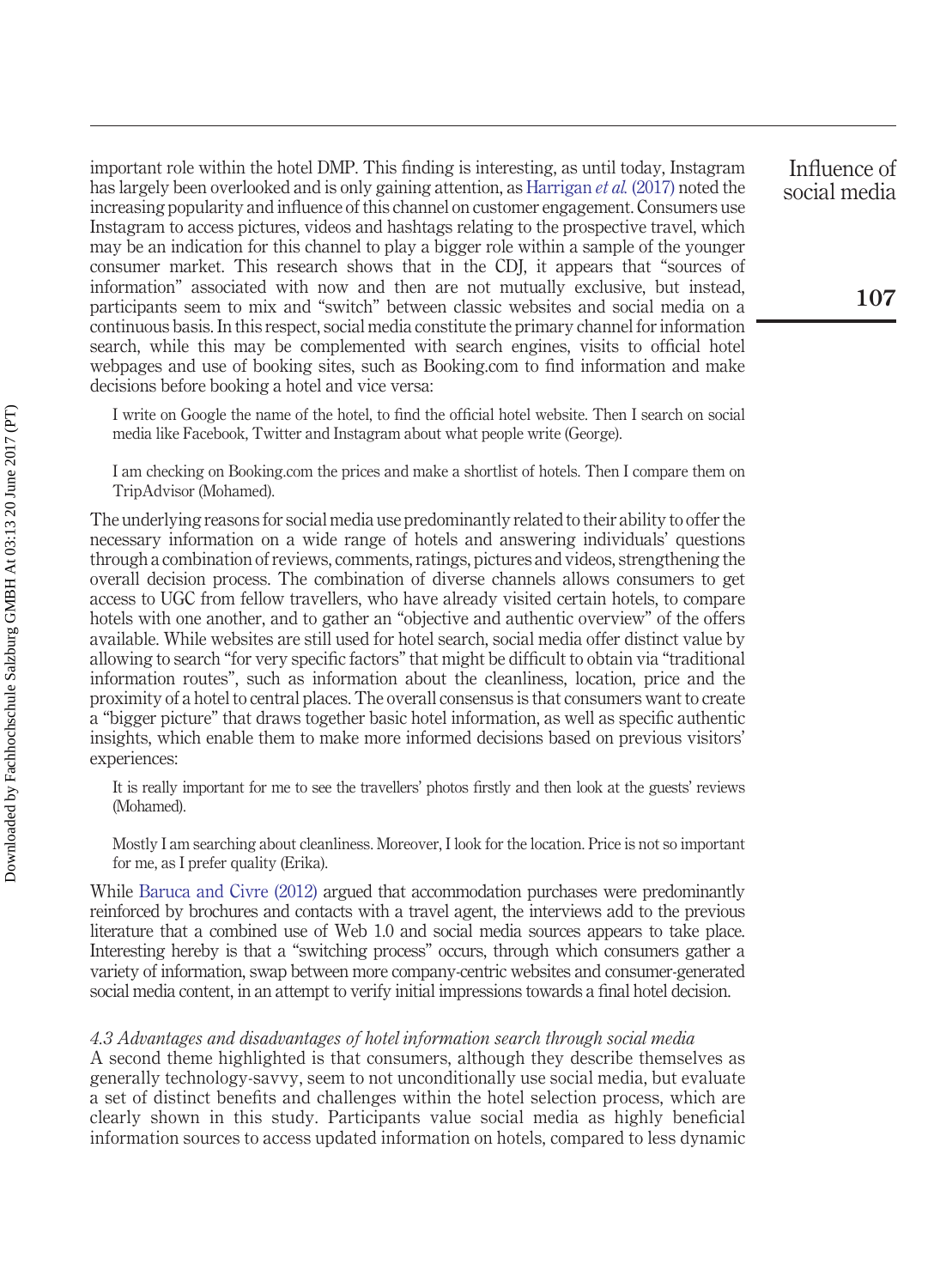important role within the hotel DMP. This finding is interesting, as until today, Instagram has largely been overlooked and is only gaining attention, as Harrigan *et al.* (2017) noted the increasing popularity and influence of this channel on customer engagement. Consumers use Instagram to access pictures, videos and hashtags relating to the prospective travel, which may be an indication for this channel to play a bigger role within a sample of the younger consumer market. This research shows that in the CDJ, it appears that "sources of information" associated with now and then are not mutually exclusive, but instead, participants seem to mix and "switch" between classic websites and social media on a continuous basis. In this respect, social media constitute the primary channel for information search, while this may be complemented with search engines, visits to official hotel webpages and use of booking sites, such as Booking.com to find information and make decisions before booking a hotel and vice versa:

> I write on Google the name of the hotel, to find the official hotel website. Then I search on social media like Facebook, Twitter and Instagram about what people write (George).

> I am checking on Booking.com the prices and make a shortlist of hotels. Then I compare them on TripAdvisor (Mohamed).

The underlying reasons for social media use predominantly related to their ability to offer the necessary information on a wide range of hotels and answering individuals' questions through a combination of reviews, comments, ratings, pictures and videos, strengthening the overall decision process. The combination of diverse channels allows consumers to get access to UGC from fellow travellers, who have already visited certain hotels, to compare hotels with one another, and to gather an "objective and authentic overview" of the offers available. While websites are still used for hotel search, social media offer distinct value by allowing to search "for very specific factors" that might be difficult to obtain via "traditional information routes", such as information about the cleanliness, location, price and the proximity of a hotel to central places. The overall consensus is that consumers want to create a "bigger picture" that draws together basic hotel information, as well as specific authentic insights, which enable them to make more informed decisions based on previous visitors' experiences:

> It is really important for me to see the travellers' photos firstly and then look at the guests' reviews (Mohamed).

> Mostly I am searching about cleanliness. Moreover, I look for the location. Price is not so important for me, as I prefer quality (Erika).

While Baruca and Civre (2012) argued that accommodation purchases were predominantly reinforced by brochures and contacts with a travel agent, the interviews add to the previous literature that a combined use of Web 1.0 and social media sources appears to take place. Interesting hereby is that a "switching process" occurs, through which consumers gather a variety of information, swap between more company-centric websites and consumer-generated social media content, in an attempt to verify initial impressions towards a final hotel decision.

### *4.3 Advantages and disadvantages of hotel information search through social media*

A second theme highlighted is that consumers, although they describe themselves as generally technology-savvy, seem to not unconditionally use social media, but evaluate a set of distinct benefits and challenges within the hotel selection process, which are clearly shown in this study. Participants value social media as highly beneficial information sources to access updated information on hotels, compared to less dynamic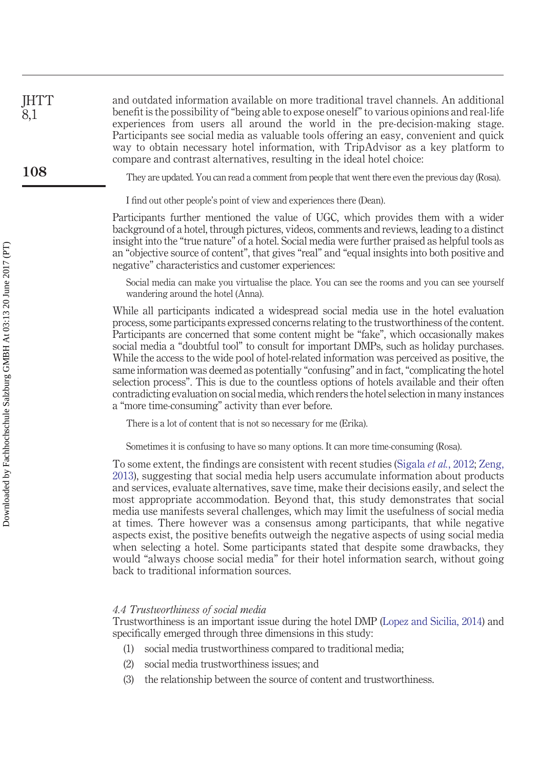and outdated information available on more traditional travel channels. An additional benefit is the possibility of "being able to expose oneself" to various opinions and real-life experiences from users all around the world in the pre-decision-making stage. Participants see social media as valuable tools offering an easy, convenient and quick way to obtain necessary hotel information, with TripAdvisor as a key platform to compare and contrast alternatives, resulting in the ideal hotel choice:

> They are updated. You can read a comment from people that went there even the previous day (Rosa).

> I find out other people's point of view and experiences there (Dean).

Participants further mentioned the value of UGC, which provides them with a wider background of a hotel, through pictures, videos, comments and reviews, leading to a distinct insight into the "true nature" of a hotel. Social media were further praised as helpful tools as an "objective source of content", that gives "real" and "equal insights into both positive and negative" characteristics and customer experiences:

> Social media can make you virtualise the place. You can see the rooms and you can see yourself wandering around the hotel (Anna).

While all participants indicated a widespread social media use in the hotel evaluation process, some participants expressed concerns relating to the trustworthiness of the content. Participants are concerned that some content might be "fake", which occasionally makes social media a "doubtful tool" to consult for important DMPs, such as holiday purchases. While the access to the wide pool of hotel-related information was perceived as positive, the same information was deemed as potentially "confusing" and in fact, "complicating the hotel selection process". This is due to the countless options of hotels available and their often contradicting evaluation on social media, which renders the hotel selection in many instances a "more time-consuming" activity than ever before.

> There is a lot of content that is not so necessary for me (Erika).

> Sometimes it is confusing to have so many options. It can more time-consuming (Rosa).

To some extent, the findings are consistent with recent studies (Sigala *et al.*, 2012; Zeng, 2013), suggesting that social media help users accumulate information about products and services, evaluate alternatives, save time, make their decisions easily, and select the most appropriate accommodation. Beyond that, this study demonstrates that social media use manifests several challenges, which may limit the usefulness of social media at times. There however was a consensus among participants, that while negative aspects exist, the positive benefits outweigh the negative aspects of using social media when selecting a hotel. Some participants stated that despite some drawbacks, they would "always choose social media" for their hotel information search, without going back to traditional information sources.

### *4.4 Trustworthiness of social media*

Trustworthiness is an important issue during the hotel DMP (Lopez and Sicilia, 2014) and specifically emerged through three dimensions in this study:

1. social media trustworthiness compared to traditional media;
2. social media trustworthiness issues; and
3. the relationship between the source of content and trustworthiness.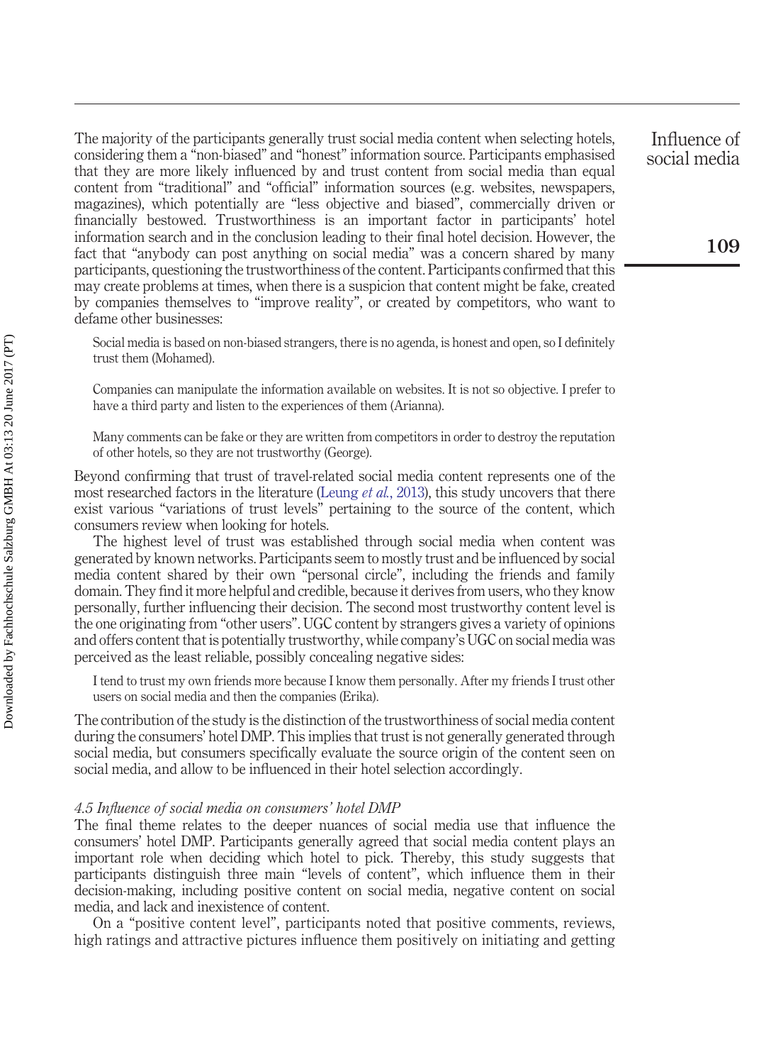The majority of the participants generally trust social media content when selecting hotels, considering them a "non-biased" and "honest" information source. Participants emphasised that they are more likely influenced by and trust content from social media than equal content from "traditional" and "official" information sources (e.g. websites, newspapers, magazines), which potentially are "less objective and biased", commercially driven or financially bestowed. Trustworthiness is an important factor in participants' hotel information search and in the conclusion leading to their final hotel decision. However, the fact that "anybody can post anything on social media" was a concern shared by many participants, questioning the trustworthiness of the content. Participants confirmed that this may create problems at times, when there is a suspicion that content might be fake, created by companies themselves to "improve reality", or created by competitors, who want to defame other businesses:

> Social media is based on non-biased strangers, there is no agenda, is honest and open, so I definitely trust them (Mohamed).

> Companies can manipulate the information available on websites. It is not so objective. I prefer to have a third party and listen to the experiences of them (Arianna).

> Many comments can be fake or they are written from competitors in order to destroy the reputation of other hotels, so they are not trustworthy (George).

Beyond confirming that trust of travel-related social media content represents one of the most researched factors in the literature (Leung *et al.*, 2013), this study uncovers that there exist various "variations of trust levels" pertaining to the source of the content, which consumers review when looking for hotels.

The highest level of trust was established through social media when content was generated by known networks. Participants seem to mostly trust and be influenced by social media content shared by their own "personal circle", including the friends and family domain. They find it more helpful and credible, because it derives from users, who they know personally, further influencing their decision. The second most trustworthy content level is the one originating from "other users". UGC content by strangers gives a variety of opinions and offers content that is potentially trustworthy, while company's UGC on social media was perceived as the least reliable, possibly concealing negative sides:

> I tend to trust my own friends more because I know them personally. After my friends I trust other users on social media and then the companies (Erika).

The contribution of the study is the distinction of the trustworthiness of social media content during the consumers' hotel DMP. This implies that trust is not generally generated through social media, but consumers specifically evaluate the source origin of the content seen on social media, and allow to be influenced in their hotel selection accordingly.

### *4.5 Influence of social media on consumers' hotel DMP*

The final theme relates to the deeper nuances of social media use that influence the consumers' hotel DMP. Participants generally agreed that social media content plays an important role when deciding which hotel to pick. Thereby, this study suggests that participants distinguish three main "levels of content", which influence them in their decision-making, including positive content on social media, negative content on social media, and lack and inexistence of content.

On a "positive content level", participants noted that positive comments, reviews, high ratings and attractive pictures influence them positively on initiating and getting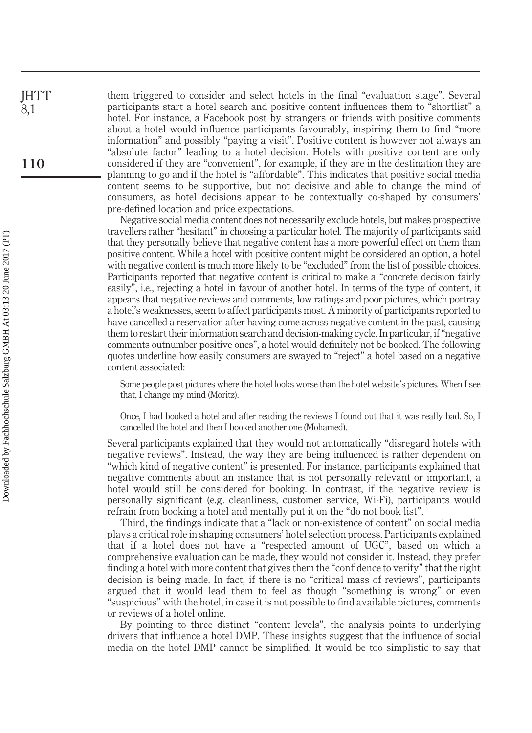them triggered to consider and select hotels in the final "evaluation stage". Several participants start a hotel search and positive content influences them to "shortlist" a hotel. For instance, a Facebook post by strangers or friends with positive comments about a hotel would influence participants favourably, inspiring them to find "more information" and possibly "paying a visit". Positive content is however not always an "absolute factor" leading to a hotel decision. Hotels with positive content are only considered if they are "convenient", for example, if they are in the destination they are planning to go and if the hotel is "affordable". This indicates that positive social media content seems to be supportive, but not decisive and able to change the mind of consumers, as hotel decisions appear to be contextually co-shaped by consumers' pre-defined location and price expectations.

Negative social media content does not necessarily exclude hotels, but makes prospective travellers rather "hesitant" in choosing a particular hotel. The majority of participants said that they personally believe that negative content has a more powerful effect on them than positive content. While a hotel with positive content might be considered an option, a hotel with negative content is much more likely to be "excluded" from the list of possible choices. Participants reported that negative content is critical to make a "concrete decision fairly easily", i.e., rejecting a hotel in favour of another hotel. In terms of the type of content, it appears that negative reviews and comments, low ratings and poor pictures, which portray a hotel's weaknesses, seem to affect participants most. A minority of participants reported to have cancelled a reservation after having come across negative content in the past, causing them to restart their information search and decision-making cycle. In particular, if "negative comments outnumber positive ones", a hotel would definitely not be booked. The following quotes underline how easily consumers are swayed to "reject" a hotel based on a negative content associated:

> Some people post pictures where the hotel looks worse than the hotel website's pictures. When I see that, I change my mind (Moritz).

> Once, I had booked a hotel and after reading the reviews I found out that it was really bad. So, I cancelled the hotel and then I booked another one (Mohamed).

Several participants explained that they would not automatically "disregard hotels with negative reviews". Instead, the way they are being influenced is rather dependent on "which kind of negative content" is presented. For instance, participants explained that negative comments about an instance that is not personally relevant or important, a hotel would still be considered for booking. In contrast, if the negative review is personally significant (e.g. cleanliness, customer service, Wi-Fi), participants would refrain from booking a hotel and mentally put it on the "do not book list".

Third, the findings indicate that a "lack or non-existence of content" on social media plays a critical role in shaping consumers' hotel selection process. Participants explained that if a hotel does not have a "respected amount of UGC", based on which a comprehensive evaluation can be made, they would not consider it. Instead, they prefer finding a hotel with more content that gives them the "confidence to verify" that the right decision is being made. In fact, if there is no "critical mass of reviews", participants argued that it would lead them to feel as though "something is wrong" or even "suspicious" with the hotel, in case it is not possible to find available pictures, comments or reviews of a hotel online.

By pointing to three distinct "content levels", the analysis points to underlying drivers that influence a hotel DMP. These insights suggest that the influence of social media on the hotel DMP cannot be simplified. It would be too simplistic to say that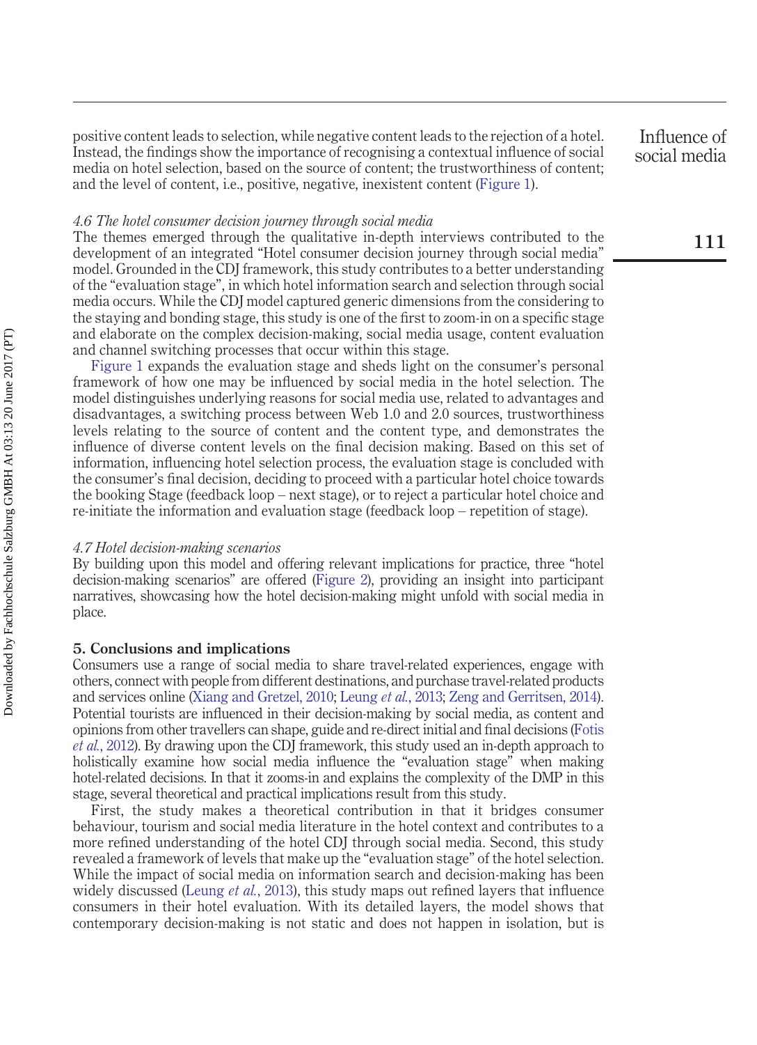positive content leads to selection, while negative content leads to the rejection of a hotel. Instead, the findings show the importance of recognising a contextual influence of social media on hotel selection, based on the source of content; the trustworthiness of content; and the level of content, i.e., positive, negative, inexistent content (Figure 1).

### *4.6 The hotel consumer decision journey through social media*

The themes emerged through the qualitative in-depth interviews contributed to the development of an integrated "Hotel consumer decision journey through social media" model. Grounded in the CDJ framework, this study contributes to a better understanding of the "evaluation stage", in which hotel information search and selection through social media occurs. While the CDJ model captured generic dimensions from the considering to the staying and bonding stage, this study is one of the first to zoom-in on a specific stage and elaborate on the complex decision-making, social media usage, content evaluation and channel switching processes that occur within this stage.

Figure 1 expands the evaluation stage and sheds light on the consumer's personal framework of how one may be influenced by social media in the hotel selection. The model distinguishes underlying reasons for social media use, related to advantages and disadvantages, a switching process between Web 1.0 and 2.0 sources, trustworthiness levels relating to the source of content and the content type, and demonstrates the influence of diverse content levels on the final decision making. Based on this set of information, influencing hotel selection process, the evaluation stage is concluded with the consumer's final decision, deciding to proceed with a particular hotel choice towards the booking Stage (feedback loop – next stage), or to reject a particular hotel choice and re-initiate the information and evaluation stage (feedback loop – repetition of stage).

### *4.7 Hotel decision-making scenarios*

By building upon this model and offering relevant implications for practice, three "hotel decision-making scenarios" are offered (Figure 2), providing an insight into participant narratives, showcasing how the hotel decision-making might unfold with social media in place.

## 5. Conclusions and implications

Consumers use a range of social media to share travel-related experiences, engage with others, connect with people from different destinations, and purchase travel-related products and services online (Xiang and Gretzel, 2010; Leung *et al.*, 2013; Zeng and Gerritsen, 2014). Potential tourists are influenced in their decision-making by social media, as content and opinions from other travellers can shape, guide and re-direct initial and final decisions (Fotis *et al.*, 2012). By drawing upon the CDJ framework, this study used an in-depth approach to holistically examine how social media influence the "evaluation stage" when making hotel-related decisions. In that it zooms-in and explains the complexity of the DMP in this stage, several theoretical and practical implications result from this study.

First, the study makes a theoretical contribution in that it bridges consumer behaviour, tourism and social media literature in the hotel context and contributes to a more refined understanding of the hotel CDJ through social media. Second, this study revealed a framework of levels that make up the "evaluation stage" of the hotel selection. While the impact of social media on information search and decision-making has been widely discussed (Leung *et al.*, 2013), this study maps out refined layers that influence consumers in their hotel evaluation. With its detailed layers, the model shows that contemporary decision-making is not static and does not happen in isolation, but is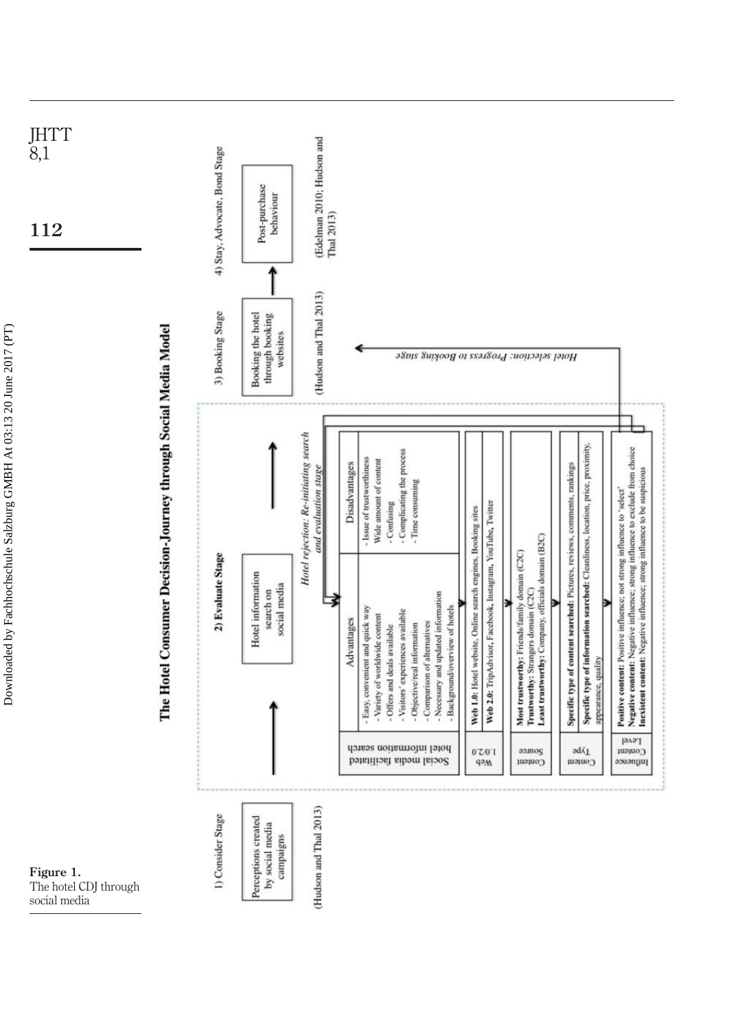# The Hotel Consumer Decision-Journey through Social Media Model

1) Consider Stage

Perceptions created by social media campaigns

(Hudson and Thal 2013)

2) Evaluate Stage

Hotel information search on social media

*Hotel rejection: Re-initiating search and evaluation stage*

| Social media facilitated hotel information search | Advantages | Disadvantages |
|---|---|---|
| | - Easy, convenient and quick way<br>- Variety of worldwide content<br>- Offers and deals available<br>- Visitors' experiences available<br>- Objective/real information<br>- Comparison of alternatives<br>- Necessary and updated information<br>- Background/overview of hotels | - Issue of trustworthiness<br>- Wide amount of content<br>- Confusing<br>- Complicating the process<br>- Time consuming |
| Web 1.0/2.0 | **Web 1.0:** Hotel website, Online search engines, Booking sites<br>**Web 2.0:** TripAdvisor, Facebook, Instagram, YouTube, Twitter | |
| Content Source | **Most trustworthy:** Friends/family domain (C2C)<br>**Trustworthy:** Strangers domain (C2C)<br>**Least trustworthy:** Company, officials domain (B2C) | |
| Content Type | **Specific type of content searched:** Pictures, reviews, comments, rankings<br>**Specific type of information searched:** Cleanliness, location, price, proximity, appearance, quality | |
| Influence Content Level | **Positive content:** Positive influence; not strong influence to 'select'<br>**Negative content:** Negative influence; strong influence to exclude from choice<br>**Inexistent content:** Negative influence; strong influence to be suspicious | |

*Hotel selection: Progress to Booking stage*

3) Booking Stage

Booking the hotel through booking websites

(Hudson and Thal 2013)

4) Stay, Advocate, Bond Stage

Post-purchase behaviour

(Edelman 2010; Hudson and Thal 2013)

**Figure 1.**
The hotel CDJ through social media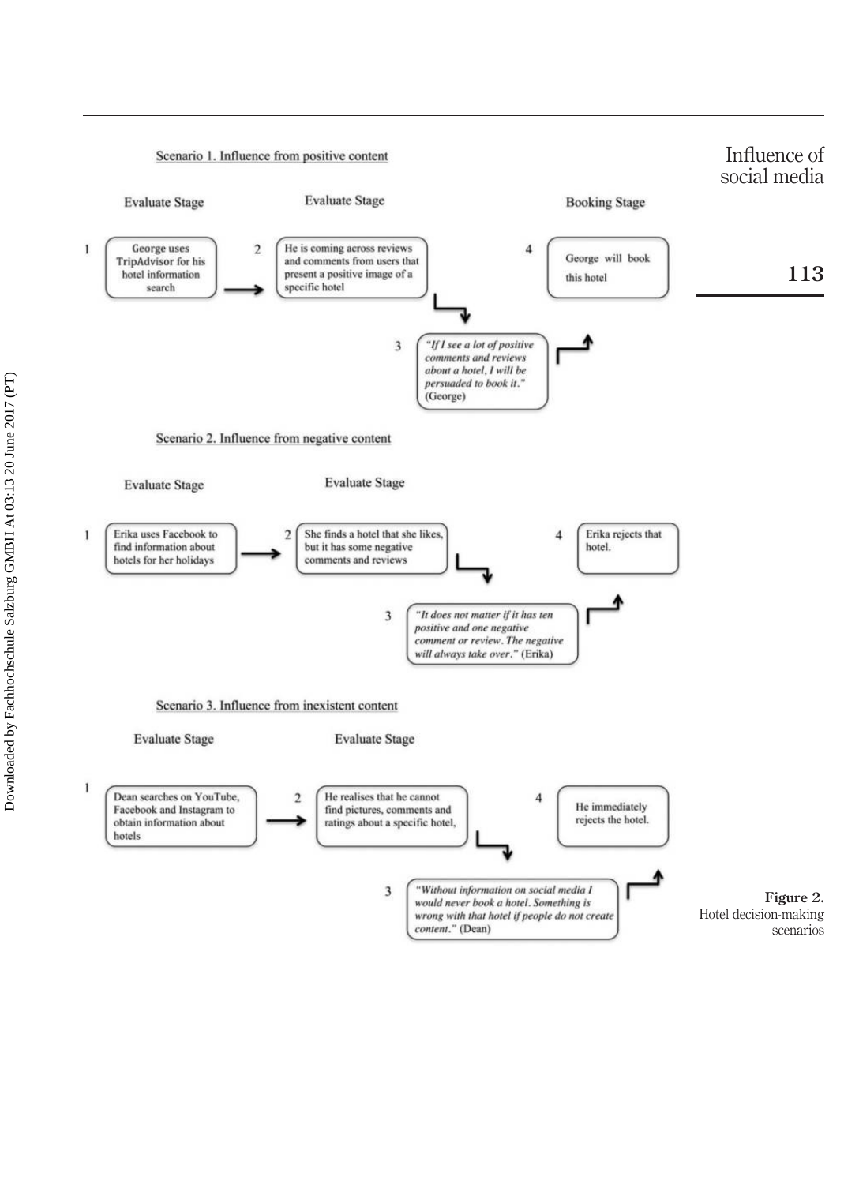**Scenario 1. Influence from positive content**

| | Evaluate Stage | | Evaluate Stage | | Booking Stage |
|---|---|---|---|---|---|
| 1 | George uses TripAdvisor for his hotel information search | 2 | He is coming across reviews and comments from users that present a positive image of a specific hotel | 4 | George will book this hotel |

3 *"If I see a lot of positive comments and reviews about a hotel, I will be persuaded to book it."* (George)

**Scenario 2. Influence from negative content**

| | Evaluate Stage | | Evaluate Stage | | |
|---|---|---|---|---|---|
| 1 | Erika uses Facebook to find information about hotels for her holidays | 2 | She finds a hotel that she likes, but it has some negative comments and reviews | 4 | Erika rejects that hotel. |

3 *"It does not matter if it has ten positive and one negative comment or review. The negative will always take over."* (Erika)

**Scenario 3. Influence from inexistent content**

| | Evaluate Stage | | Evaluate Stage | | |
|---|---|---|---|---|---|
| 1 | Dean searches on YouTube, Facebook and Instagram to obtain information about hotels | 2 | He realises that he cannot find pictures, comments and ratings about a specific hotel, | 4 | He immediately rejects the hotel. |

3 *"Without information on social media I would never book a hotel. Something is wrong with that hotel if people do not create content."* (Dean)

**Figure 2.** Hotel decision-making scenarios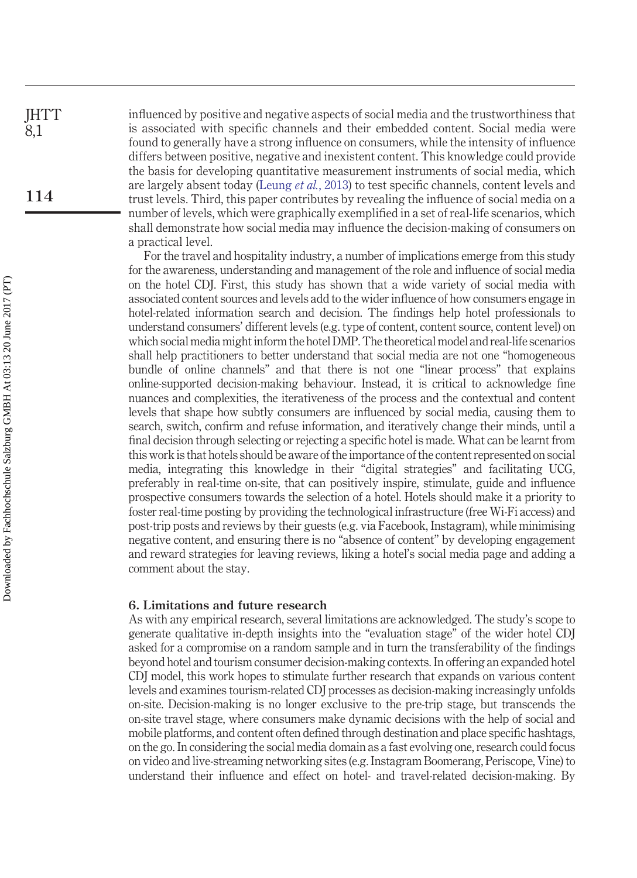influenced by positive and negative aspects of social media and the trustworthiness that is associated with specific channels and their embedded content. Social media were found to generally have a strong influence on consumers, while the intensity of influence differs between positive, negative and inexistent content. This knowledge could provide the basis for developing quantitative measurement instruments of social media, which are largely absent today (Leung *et al.*, 2013) to test specific channels, content levels and trust levels. Third, this paper contributes by revealing the influence of social media on a number of levels, which were graphically exemplified in a set of real-life scenarios, which shall demonstrate how social media may influence the decision-making of consumers on a practical level.

For the travel and hospitality industry, a number of implications emerge from this study for the awareness, understanding and management of the role and influence of social media on the hotel CDJ. First, this study has shown that a wide variety of social media with associated content sources and levels add to the wider influence of how consumers engage in hotel-related information search and decision. The findings help hotel professionals to understand consumers' different levels (e.g. type of content, content source, content level) on which social media might inform the hotel DMP. The theoretical model and real-life scenarios shall help practitioners to better understand that social media are not one "homogeneous bundle of online channels" and that there is not one "linear process" that explains online-supported decision-making behaviour. Instead, it is critical to acknowledge fine nuances and complexities, the iterativeness of the process and the contextual and content levels that shape how subtly consumers are influenced by social media, causing them to search, switch, confirm and refuse information, and iteratively change their minds, until a final decision through selecting or rejecting a specific hotel is made. What can be learnt from this work is that hotels should be aware of the importance of the content represented on social media, integrating this knowledge in their "digital strategies" and facilitating UCG, preferably in real-time on-site, that can positively inspire, stimulate, guide and influence prospective consumers towards the selection of a hotel. Hotels should make it a priority to foster real-time posting by providing the technological infrastructure (free Wi-Fi access) and post-trip posts and reviews by their guests (e.g. via Facebook, Instagram), while minimising negative content, and ensuring there is no "absence of content" by developing engagement and reward strategies for leaving reviews, liking a hotel's social media page and adding a comment about the stay.

## 6. Limitations and future research

As with any empirical research, several limitations are acknowledged. The study's scope to generate qualitative in-depth insights into the "evaluation stage" of the wider hotel CDJ asked for a compromise on a random sample and in turn the transferability of the findings beyond hotel and tourism consumer decision-making contexts. In offering an expanded hotel CDJ model, this work hopes to stimulate further research that expands on various content levels and examines tourism-related CDJ processes as decision-making increasingly unfolds on-site. Decision-making is no longer exclusive to the pre-trip stage, but transcends the on-site travel stage, where consumers make dynamic decisions with the help of social and mobile platforms, and content often defined through destination and place specific hashtags, on the go. In considering the social media domain as a fast evolving one, research could focus on video and live-streaming networking sites (e.g. Instagram Boomerang, Periscope, Vine) to understand their influence and effect on hotel- and travel-related decision-making. By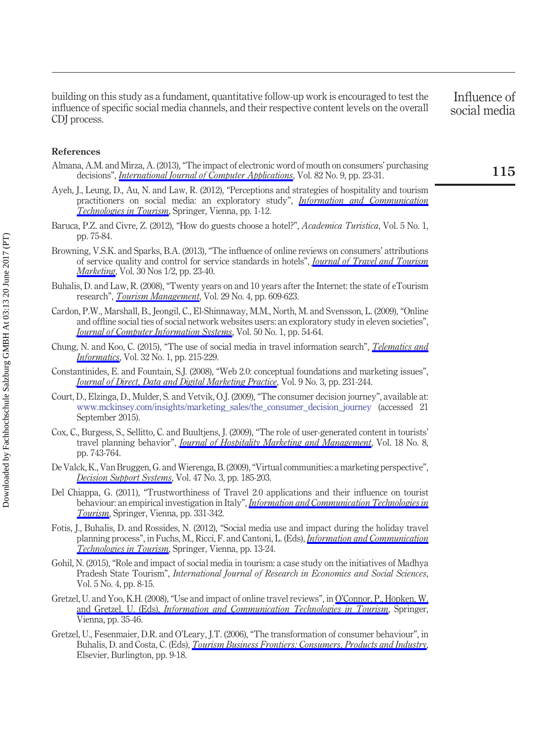building on this study as a fundament, quantitative follow-up work is encouraged to test the influence of specific social media channels, and their respective content levels on the overall CDJ process.

## References

Almana, A.M. and Mirza, A. (2013), "The impact of electronic word of mouth on consumers' purchasing decisions", *International Journal of Computer Applications*, Vol. 82 No. 9, pp. 23-31.

Ayeh, J., Leung, D., Au, N. and Law, R. (2012), "Perceptions and strategies of hospitality and tourism practitioners on social media: an exploratory study", *Information and Communication Technologies in Tourism*, Springer, Vienna, pp. 1-12.

Baruca, P.Z. and Civre, Z. (2012), "How do guests choose a hotel?", *Academica Turistica*, Vol. 5 No. 1, pp. 75-84.

Browning, V.S.K. and Sparks, B.A. (2013), "The influence of online reviews on consumers' attributions of service quality and control for service standards in hotels", *Journal of Travel and Tourism Marketing*, Vol. 30 Nos 1/2, pp. 23-40.

Buhalis, D. and Law, R. (2008), "Twenty years on and 10 years after the Internet: the state of eTourism research", *Tourism Management*, Vol. 29 No. 4, pp. 609-623.

Cardon, P.W., Marshall, B., Jeongil, C., El-Shinnaway, M.M., North, M. and Svensson, L. (2009), "Online and offline social ties of social network websites users: an exploratory study in eleven societies", *Journal of Computer Information Systems*, Vol. 50 No. 1, pp. 54-64.

Chung, N. and Koo, C. (2015), "The use of social media in travel information search", *Telematics and Informatics*, Vol. 32 No. 1, pp. 215-229.

Constantinides, E. and Fountain, S.J. (2008), "Web 2.0: conceptual foundations and marketing issues", *Journal of Direct, Data and Digital Marketing Practice*, Vol. 9 No. 3, pp. 231-244.

Court, D., Elzinga, D., Mulder, S. and Vetvik, O.J. (2009), "The consumer decision journey", available at: www.mckinsey.com/insights/marketing_sales/the_consumer_decision_journey (accessed 21 September 2015).

Cox, C., Burgess, S., Sellitto, C. and Buultjens, J. (2009), "The role of user-generated content in tourists' travel planning behavior", *Journal of Hospitality Marketing and Management*, Vol. 18 No. 8, pp. 743-764.

De Valck, K., Van Bruggen, G. and Wierenga, B. (2009), "Virtual communities: a marketing perspective", *Decision Support Systems*, Vol. 47 No. 3, pp. 185-203.

Del Chiappa, G. (2011), "Trustworthiness of Travel 2.0 applications and their influence on tourist behaviour: an empirical investigation in Italy", *Information and Communication Technologies in Tourism*, Springer, Vienna, pp. 331-342.

Fotis, J., Buhalis, D. and Rossides, N. (2012), "Social media use and impact during the holiday travel planning process", in Fuchs, M., Ricci, F. and Cantoni, L. (Eds), *Information and Communication Technologies in Tourism*, Springer, Vienna, pp. 13-24.

Gohil, N. (2015), "Role and impact of social media in tourism: a case study on the initiatives of Madhya Pradesh State Tourism", *International Journal of Research in Economics and Social Sciences*, Vol. 5 No. 4, pp. 8-15.

Gretzel, U. and Yoo, K.H. (2008), "Use and impact of online travel reviews", in O'Connor, P., Höpken, W. and Gretzel, U. (Eds), *Information and Communication Technologies in Tourism*, Springer, Vienna, pp. 35-46.

Gretzel, U., Fesenmaier, D.R. and O'Leary, J.T. (2006), "The transformation of consumer behaviour", in Buhalis, D. and Costa, C. (Eds), *Tourism Business Frontiers: Consumers, Products and Industry*, Elsevier, Burlington, pp. 9-18.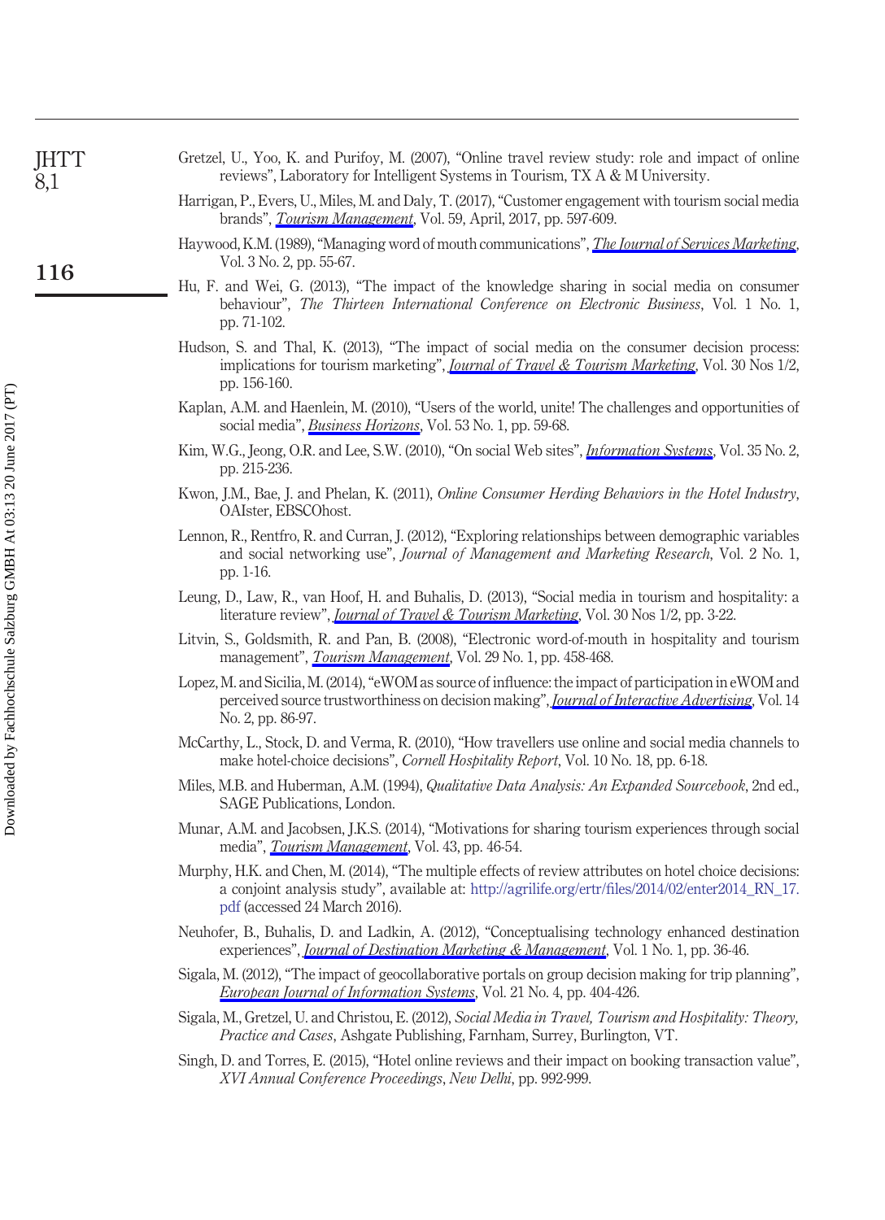Gretzel, U., Yoo, K. and Purifoy, M. (2007), "Online travel review study: role and impact of online reviews", Laboratory for Intelligent Systems in Tourism, TX A & M University.

Harrigan, P., Evers, U., Miles, M. and Daly, T. (2017), "Customer engagement with tourism social media brands", *Tourism Management*, Vol. 59, April, 2017, pp. 597-609.

Haywood, K.M. (1989), "Managing word of mouth communications", *The Journal of Services Marketing*, Vol. 3 No. 2, pp. 55-67.

Hu, F. and Wei, G. (2013), "The impact of the knowledge sharing in social media on consumer behaviour", *The Thirteen International Conference on Electronic Business*, Vol. 1 No. 1, pp. 71-102.

Hudson, S. and Thal, K. (2013), "The impact of social media on the consumer decision process: implications for tourism marketing", *Journal of Travel & Tourism Marketing*, Vol. 30 Nos 1/2, pp. 156-160.

Kaplan, A.M. and Haenlein, M. (2010), "Users of the world, unite! The challenges and opportunities of social media", *Business Horizons*, Vol. 53 No. 1, pp. 59-68.

Kim, W.G., Jeong, O.R. and Lee, S.W. (2010), "On social Web sites", *Information Systems*, Vol. 35 No. 2, pp. 215-236.

Kwon, J.M., Bae, J. and Phelan, K. (2011), *Online Consumer Herding Behaviors in the Hotel Industry*, OAIster, EBSCOhost.

Lennon, R., Rentfro, R. and Curran, J. (2012), "Exploring relationships between demographic variables and social networking use", *Journal of Management and Marketing Research*, Vol. 2 No. 1, pp. 1-16.

Leung, D., Law, R., van Hoof, H. and Buhalis, D. (2013), "Social media in tourism and hospitality: a literature review", *Journal of Travel & Tourism Marketing*, Vol. 30 Nos 1/2, pp. 3-22.

Litvin, S., Goldsmith, R. and Pan, B. (2008), "Electronic word-of-mouth in hospitality and tourism management", *Tourism Management*, Vol. 29 No. 1, pp. 458-468.

Lopez, M. and Sicilia, M. (2014), "eWOM as source of influence: the impact of participation in eWOM and perceived source trustworthiness on decision making", *Journal of Interactive Advertising*, Vol. 14 No. 2, pp. 86-97.

McCarthy, L., Stock, D. and Verma, R. (2010), "How travellers use online and social media channels to make hotel-choice decisions", *Cornell Hospitality Report*, Vol. 10 No. 18, pp. 6-18.

Miles, M.B. and Huberman, A.M. (1994), *Qualitative Data Analysis: An Expanded Sourcebook*, 2nd ed., SAGE Publications, London.

Munar, A.M. and Jacobsen, J.K.S. (2014), "Motivations for sharing tourism experiences through social media", *Tourism Management*, Vol. 43, pp. 46-54.

Murphy, H.K. and Chen, M. (2014), "The multiple effects of review attributes on hotel choice decisions: a conjoint analysis study", available at: http://agrilife.org/ertr/files/2014/02/enter2014_RN_17.pdf (accessed 24 March 2016).

Neuhofer, B., Buhalis, D. and Ladkin, A. (2012), "Conceptualising technology enhanced destination experiences", *Journal of Destination Marketing & Management*, Vol. 1 No. 1, pp. 36-46.

Sigala, M. (2012), "The impact of geocollaborative portals on group decision making for trip planning", *European Journal of Information Systems*, Vol. 21 No. 4, pp. 404-426.

Sigala, M., Gretzel, U. and Christou, E. (2012), *Social Media in Travel, Tourism and Hospitality: Theory, Practice and Cases*, Ashgate Publishing, Farnham, Surrey, Burlington, VT.

Singh, D. and Torres, E. (2015), "Hotel online reviews and their impact on booking transaction value", *XVI Annual Conference Proceedings*, *New Delhi*, pp. 992-999.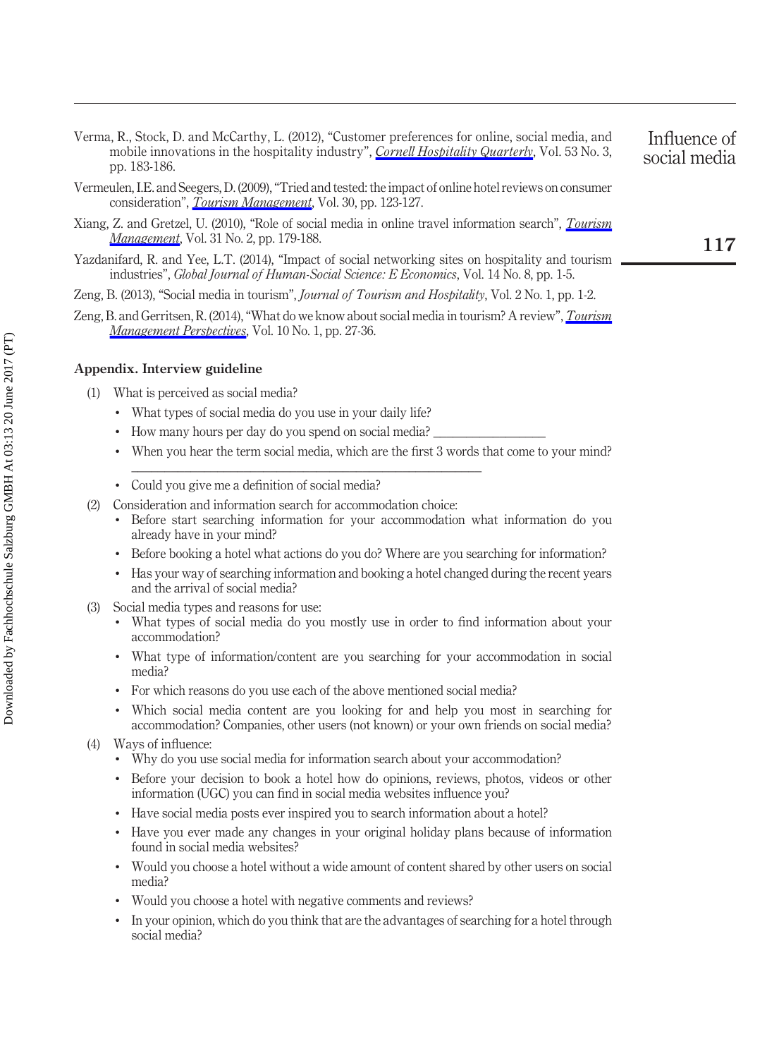Verma, R., Stock, D. and McCarthy, L. (2012), "Customer preferences for online, social media, and mobile innovations in the hospitality industry", *Cornell Hospitality Quarterly*, Vol. 53 No. 3, pp. 183-186.

Vermeulen, I.E. and Seegers, D. (2009), "Tried and tested: the impact of online hotel reviews on consumer consideration", *Tourism Management*, Vol. 30, pp. 123-127.

Xiang, Z. and Gretzel, U. (2010), "Role of social media in online travel information search", *Tourism Management*, Vol. 31 No. 2, pp. 179-188.

Yazdanifard, R. and Yee, L.T. (2014), "Impact of social networking sites on hospitality and tourism industries", *Global Journal of Human-Social Science: E Economics*, Vol. 14 No. 8, pp. 1-5.

Zeng, B. (2013), "Social media in tourism", *Journal of Tourism and Hospitality*, Vol. 2 No. 1, pp. 1-2.

Zeng, B. and Gerritsen, R. (2014), "What do we know about social media in tourism? A review", *Tourism Management Perspectives*, Vol. 10 No. 1, pp. 27-36.

## Appendix. Interview guideline

(1) What is perceived as social media?
- What types of social media do you use in your daily life?
- How many hours per day do you spend on social media? ________________
- When you hear the term social media, which are the first 3 words that come to your mind? ______________________________________________
- Could you give me a definition of social media?

(2) Consideration and information search for accommodation choice:
- Before start searching information for your accommodation what information do you already have in your mind?
- Before booking a hotel what actions do you do? Where are you searching for information?
- Has your way of searching information and booking a hotel changed during the recent years and the arrival of social media?

(3) Social media types and reasons for use:
- What types of social media do you mostly use in order to find information about your accommodation?
- What type of information/content are you searching for your accommodation in social media?
- For which reasons do you use each of the above mentioned social media?
- Which social media content are you looking for and help you most in searching for accommodation? Companies, other users (not known) or your own friends on social media?

(4) Ways of influence:
- Why do you use social media for information search about your accommodation?
- Before your decision to book a hotel how do opinions, reviews, photos, videos or other information (UGC) you can find in social media websites influence you?
- Have social media posts ever inspired you to search information about a hotel?
- Have you ever made any changes in your original holiday plans because of information found in social media websites?
- Would you choose a hotel without a wide amount of content shared by other users on social media?
- Would you choose a hotel with negative comments and reviews?
- In your opinion, which do you think that are the advantages of searching for a hotel through social media?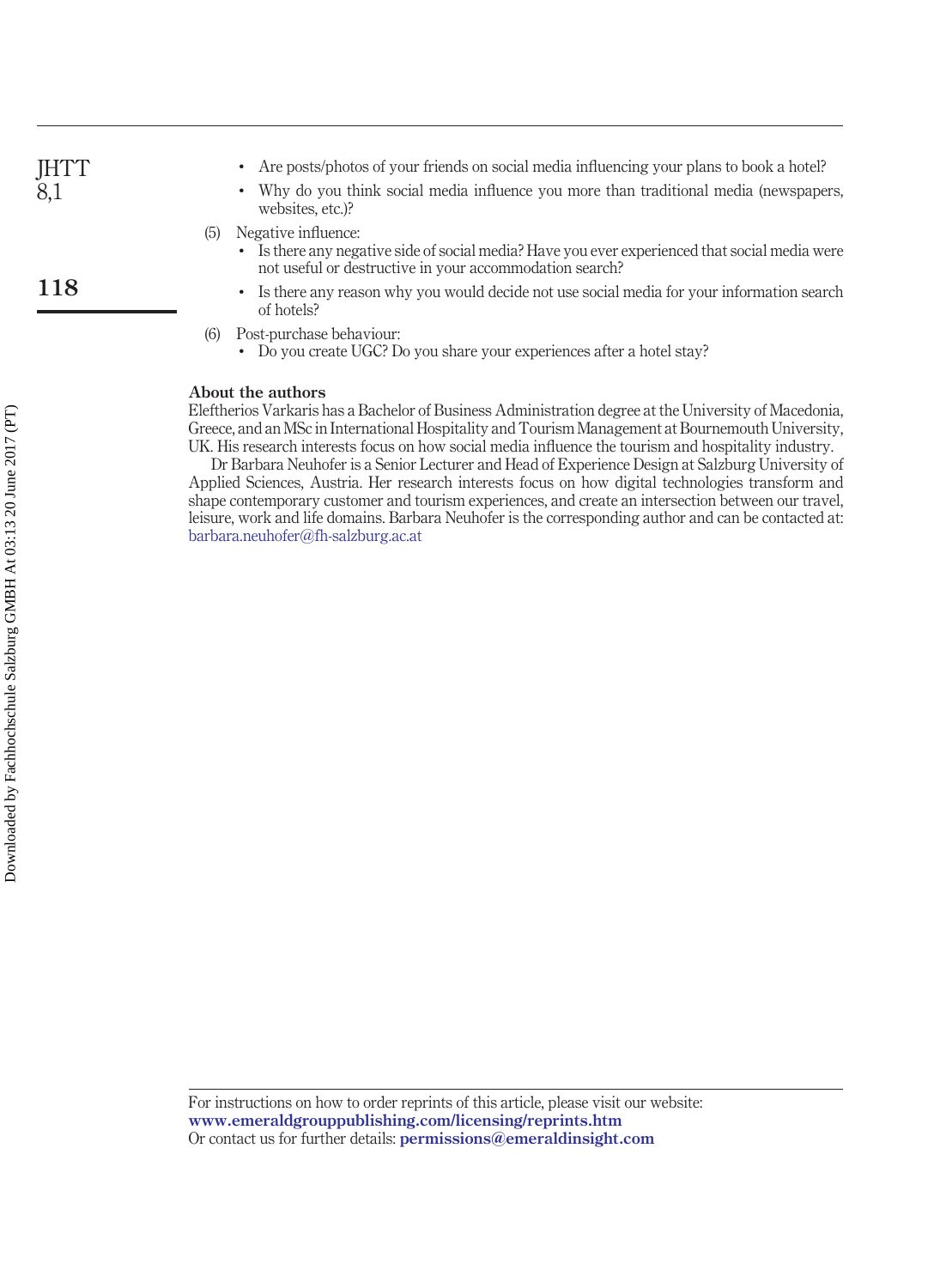- Are posts/photos of your friends on social media influencing your plans to book a hotel?
- Why do you think social media influence you more than traditional media (newspapers, websites, etc.)?

(5) Negative influence:
- Is there any negative side of social media? Have you ever experienced that social media were not useful or destructive in your accommodation search?
- Is there any reason why you would decide not use social media for your information search of hotels?

(6) Post-purchase behaviour:
- Do you create UGC? Do you share your experiences after a hotel stay?

## About the authors

Eleftherios Varkaris has a Bachelor of Business Administration degree at the University of Macedonia, Greece, and an MSc in International Hospitality and Tourism Management at Bournemouth University, UK. His research interests focus on how social media influence the tourism and hospitality industry.

Dr Barbara Neuhofer is a Senior Lecturer and Head of Experience Design at Salzburg University of Applied Sciences, Austria. Her research interests focus on how digital technologies transform and shape contemporary customer and tourism experiences, and create an intersection between our travel, leisure, work and life domains. Barbara Neuhofer is the corresponding author and can be contacted at: barbara.neuhofer@fh-salzburg.ac.at

For instructions on how to order reprints of this article, please visit our website:
**www.emeraldgrouppublishing.com/licensing/reprints.htm**
Or contact us for further details: **permissions@emeraldinsight.com**